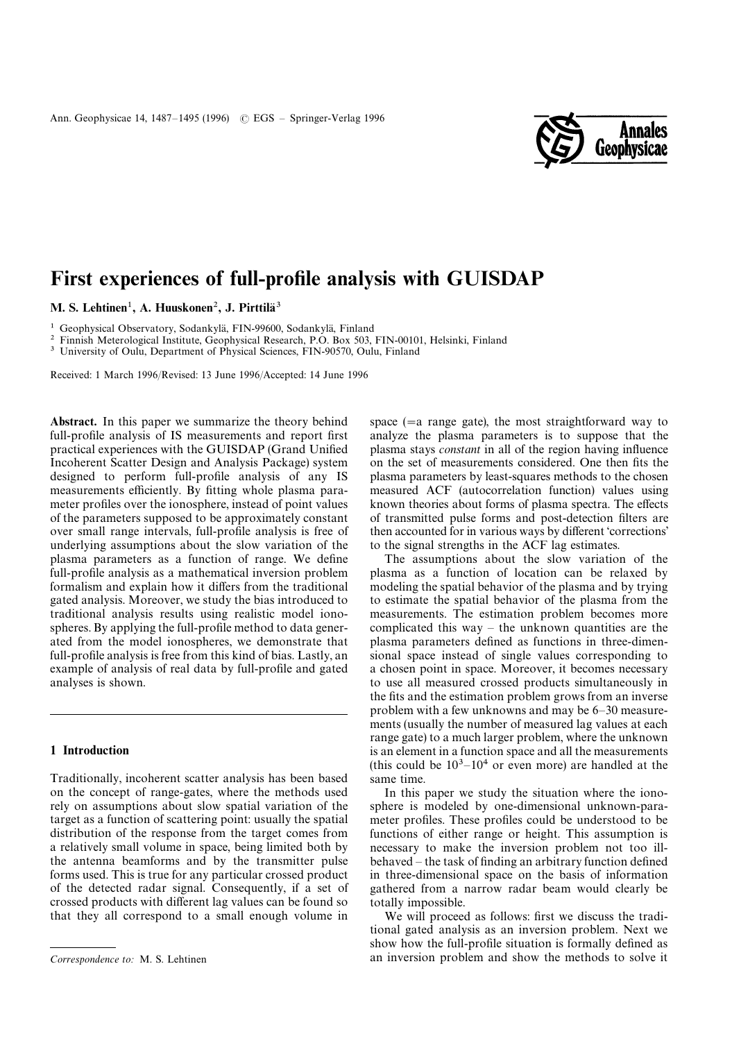# First experiences of full-profile analysis with GUISDAP

**M. S. Lehtinen**[1], **A. Huuskonen**[2], **J. Pirttilä**[3]

[1] Geophysical Observatory, Sodankylä, FIN-99600, Sodankylä, Finland
[2] Finnish Meterological Institute, Geophysical Research, P.O. Box 503, FIN-00101, Helsinki, Finland
[3] University of Oulu, Department of Physical Sciences, FIN-90570, Oulu, Finland

Received: 1 March 1996/Revised: 13 June 1996/Accepted: 14 June 1996

**Abstract.** In this paper we summarize the theory behind full-profile analysis of IS measurements and report first practical experiences with the GUISDAP (Grand Unified Incoherent Scatter Design and Analysis Package) system designed to perform full-profile analysis of any IS measurements efficiently. By fitting whole plasma parameter profiles over the ionosphere, instead of point values of the parameters supposed to be approximately constant over small range intervals, full-profile analysis is free of underlying assumptions about the slow variation of the plasma parameters as a function of range. We define full-profile analysis as a mathematical inversion problem formalism and explain how it differs from the traditional gated analysis. Moreover, we study the bias introduced to traditional analysis results using realistic model ionospheres. By applying the full-profile method to data generated from the model ionospheres, we demonstrate that full-profile analysis is free from this kind of bias. Lastly, an example of analysis of real data by full-profile and gated analyses is shown.

## 1 Introduction

Traditionally, incoherent scatter analysis has been based on the concept of range-gates, where the methods used rely on assumptions about slow spatial variation of the target as a function of scattering point: usually the spatial distribution of the response from the target comes from a relatively small volume in space, being limited both by the antenna beamforms and by the transmitter pulse forms used. This is true for any particular crossed product of the detected radar signal. Consequently, if a set of crossed products with different lag values can be found so that they all correspond to a small enough volume in space (=a range gate), the most straightforward way to analyze the plasma parameters is to suppose that the plasma stays *constant* in all of the region having influence on the set of measurements considered. One then fits the plasma parameters by least-squares methods to the chosen measured ACF (autocorrelation function) values using known theories about forms of plasma spectra. The effects of transmitted pulse forms and post-detection filters are then accounted for in various ways by different 'corrections' to the signal strengths in the ACF lag estimates.

The assumptions about the slow variation of the plasma as a function of location can be relaxed by modeling the spatial behavior of the plasma and by trying to estimate the spatial behavior of the plasma from the measurements. The estimation problem becomes more complicated this way – the unknown quantities are the plasma parameters defined as functions in three-dimensional space instead of single values corresponding to a chosen point in space. Moreover, it becomes necessary to use all measured crossed products simultaneously in the fits and the estimation problem grows from an inverse problem with a few unknowns and may be 6–30 measurements (usually the number of measured lag values at each range gate) to a much larger problem, where the unknown is an element in a function space and all the measurements (this could be $10^3$–$10^4$ or even more) are handled at the same time.

In this paper we study the situation where the ionosphere is modeled by one-dimensional unknown-parameter profiles. These profiles could be understood to be functions of either range or height. This assumption is necessary to make the inversion problem not too ill-behaved – the task of finding an arbitrary function defined in three-dimensional space on the basis of information gathered from a narrow radar beam would clearly be totally impossible.

We will proceed as follows: first we discuss the traditional gated analysis as an inversion problem. Next we show how the full-profile situation is formally defined as an inversion problem and show the methods to solve it

*Correspondence to:* M. S. Lehtinen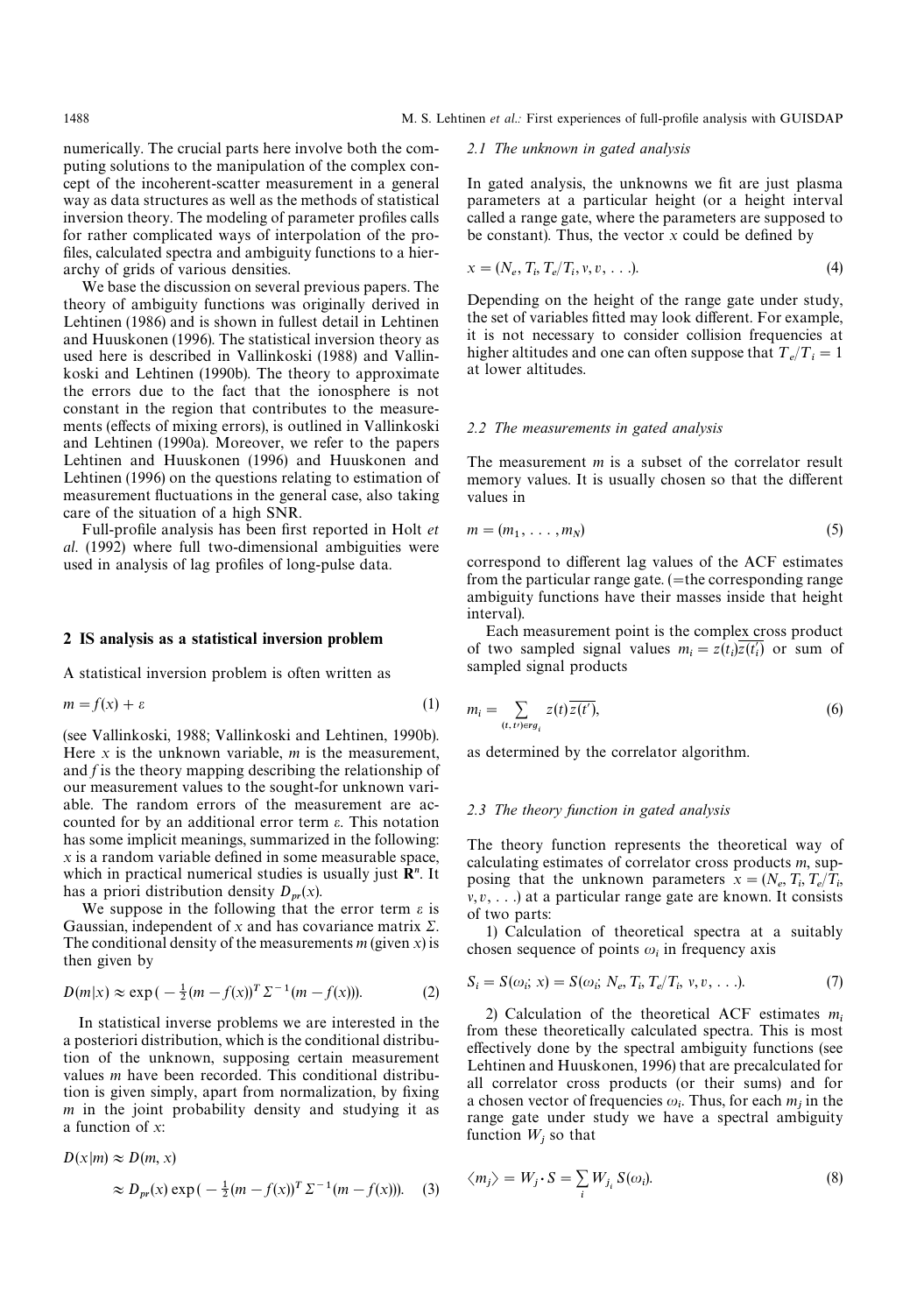numerically. The crucial parts here involve both the computing solutions to the manipulation of the complex concept of the incoherent-scatter measurement in a general way as data structures as well as the methods of statistical inversion theory. The modeling of parameter profiles calls for rather complicated ways of interpolation of the profiles, calculated spectra and ambiguity functions to a hierarchy of grids of various densities.

We base the discussion on several previous papers. The theory of ambiguity functions was originally derived in Lehtinen (1986) and is shown in fullest detail in Lehtinen and Huuskonen (1996). The statistical inversion theory as used here is described in Vallinkoski (1988) and Vallinkoski and Lehtinen (1990b). The theory to approximate the errors due to the fact that the ionosphere is not constant in the region that contributes to the measurements (effects of mixing errors), is outlined in Vallinkoski and Lehtinen (1990a). Moreover, we refer to the papers Lehtinen and Huuskonen (1996) and Huuskonen and Lehtinen (1996) on the questions relating to estimation of measurement fluctuations in the general case, also taking care of the situation of a high SNR.

Full-profile analysis has been first reported in Holt *et al.* (1992) where full two-dimensional ambiguities were used in analysis of lag profiles of long-pulse data.

## 2 IS analysis as a statistical inversion problem

A statistical inversion problem is often written as

$$m = f(x) + \varepsilon \tag{1}$$

(see Vallinkoski, 1988; Vallinkoski and Lehtinen, 1990b). Here $x$ is the unknown variable, $m$ is the measurement, and $f$ is the theory mapping describing the relationship of our measurement values to the sought-for unknown variable. The random errors of the measurement are accounted for by an additional error term $\varepsilon$. This notation has some implicit meanings, summarized in the following: $x$ is a random variable defined in some measurable space, which in practical numerical studies is usually just $\mathbf{R}^n$. It has a priori distribution density $D_{pr}(x)$.

We suppose in the following that the error term $\varepsilon$ is Gaussian, independent of $x$ and has covariance matrix $\Sigma$. The conditional density of the measurements $m$ (given $x$) is then given by

$$D(m|x) \approx \exp\left(-\tfrac{1}{2}(m - f(x))^T \Sigma^{-1}(m - f(x))\right). \tag{2}$$

In statistical inverse problems we are interested in the a posteriori distribution, which is the conditional distribution of the unknown, supposing certain measurement values $m$ have been recorded. This conditional distribution is given simply, apart from normalization, by fixing $m$ in the joint probability density and studying it as a function of $x$:

$$D(x|m) \approx D(m, x)$$
$$\approx D_{pr}(x) \exp\left(-\tfrac{1}{2}(m - f(x))^T \Sigma^{-1}(m - f(x))\right). \tag{3}$$

### 2.1 The unknown in gated analysis

In gated analysis, the unknowns we fit are just plasma parameters at a particular height (or a height interval called a range gate, where the parameters are supposed to be constant). Thus, the vector $x$ could be defined by

$$x = (N_e, T_i, T_e/T_i, \nu, v, \ldots). \tag{4}$$

Depending on the height of the range gate under study, the set of variables fitted may look different. For example, it is not necessary to consider collision frequencies at higher altitudes and one can often suppose that $T_e/T_i = 1$ at lower altitudes.

### 2.2 The measurements in gated analysis

The measurement $m$ is a subset of the correlator result memory values. It is usually chosen so that the different values in

$$m = (m_1, \ldots, m_N) \tag{5}$$

correspond to different lag values of the ACF estimates from the particular range gate. (=the corresponding range ambiguity functions have their masses inside that height interval).

Each measurement point is the complex cross product of two sampled signal values $m_i = z(t_i)\overline{z(t_i')}$ or sum of sampled signal products

$$m_i = \sum_{(t,t') \in rg_i} z(t)\overline{z(t')}, \tag{6}$$

as determined by the correlator algorithm.

### 2.3 The theory function in gated analysis

The theory function represents the theoretical way of calculating estimates of correlator cross products $m$, supposing that the unknown parameters $x = (N_e, T_i, T_e/T_i, \nu, v, \ldots)$ at a particular range gate are known. It consists of two parts:

1) Calculation of theoretical spectra at a suitably chosen sequence of points $\omega_i$ in frequency axis

$$S_i = S(\omega_i; x) = S(\omega_i; N_e, T_i, T_e/T_i, \nu, v, \ldots). \tag{7}$$

2) Calculation of the theoretical ACF estimates $m_i$ from these theoretically calculated spectra. This is most effectively done by the spectral ambiguity functions (see Lehtinen and Huuskonen, 1996) that are precalculated for all correlator cross products (or their sums) and for a chosen vector of frequencies $\omega_i$. Thus, for each $m_j$ in the range gate under study we have a spectral ambiguity function $W_j$ so that

$$\langle m_j \rangle = W_j \cdot S = \sum_i W_{j_i} S(\omega_i). \tag{8}$$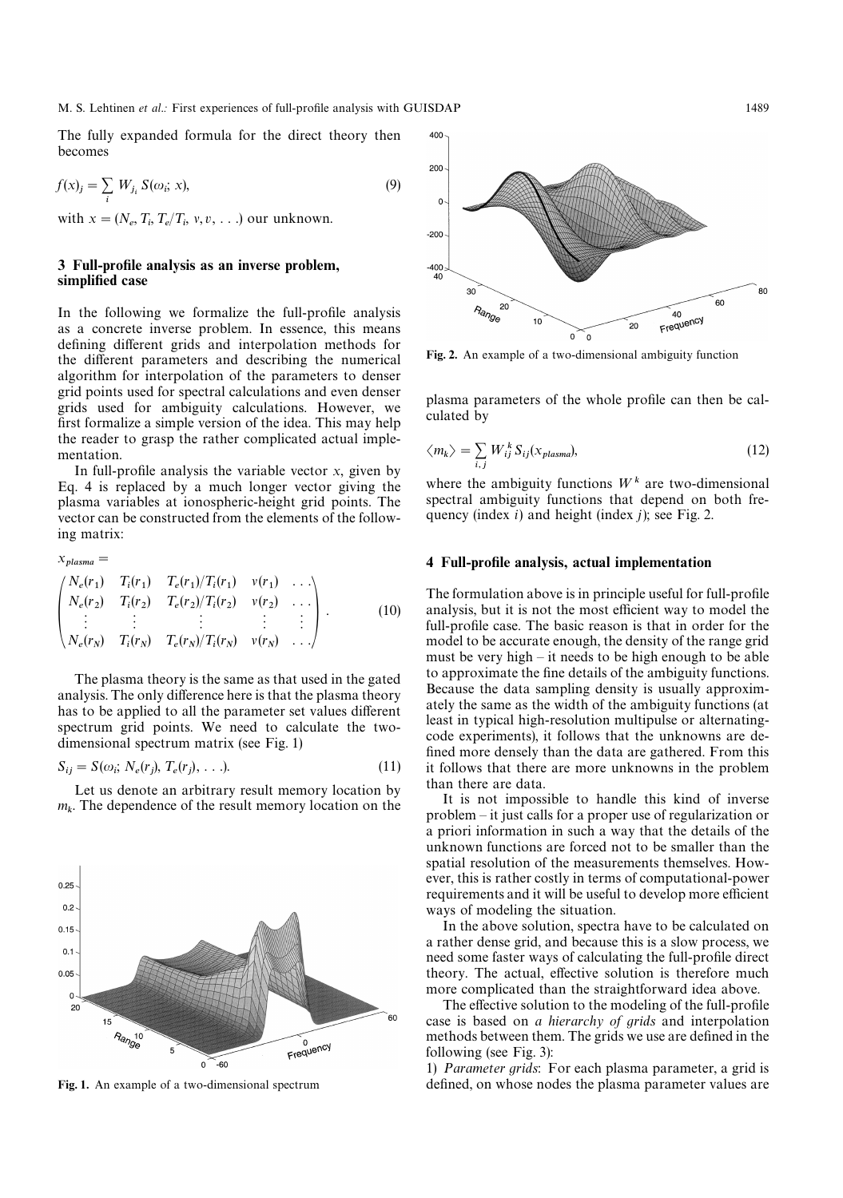The fully expanded formula for the direct theory then becomes

$$f(x)_j = \sum_i W_{j_i} S(\omega_i; x), \tag{9}$$

with $x = (N_e, T_i, T_e/T_i, v, v, \ldots)$ our unknown.

## 3 Full-profile analysis as an inverse problem, simplified case

In the following we formalize the full-profile analysis as a concrete inverse problem. In essence, this means defining different grids and interpolation methods for the different parameters and describing the numerical algorithm for interpolation of the parameters to denser grid points used for spectral calculations and even denser grids used for ambiguity calculations. However, we first formalize a simple version of the idea. This may help the reader to grasp the rather complicated actual implementation.

In full-profile analysis the variable vector $x$, given by Eq. 4 is replaced by a much longer vector giving the plasma variables at ionospheric-height grid points. The vector can be constructed from the elements of the following matrix:

$$x_{plasma} = \begin{pmatrix} N_e(r_1) & T_i(r_1) & T_e(r_1)/T_i(r_1) & v(r_1) & \ldots \\ N_e(r_2) & T_i(r_2) & T_e(r_2)/T_i(r_2) & v(r_2) & \ldots \\ \vdots & \vdots & \vdots & \vdots & \vdots \\ N_e(r_N) & T_i(r_N) & T_e(r_N)/T_i(r_N) & v(r_N) & \ldots \end{pmatrix}. \tag{10}$$

The plasma theory is the same as that used in the gated analysis. The only difference here is that the plasma theory has to be applied to all the parameter set values different spectrum grid points. We need to calculate the two-dimensional spectrum matrix (see Fig. 1)

$$S_{ij} = S(\omega_i; N_e(r_j), T_e(r_j), \ldots). \tag{11}$$

Let us denote an arbitrary result memory location by $m_k$. The dependence of the result memory location on the plasma parameters of the whole profile can then be calculated by

$$\langle m_k \rangle = \sum_{i,j} W_{ij}^k S_{ij}(x_{plasma}), \tag{12}$$

where the ambiguity functions $W^k$ are two-dimensional spectral ambiguity functions that depend on both frequency (index $i$) and height (index $j$); see Fig. 2.

**Fig. 1.** An example of a two-dimensional spectrum

**Fig. 2.** An example of a two-dimensional ambiguity function

## 4 Full-profile analysis, actual implementation

The formulation above is in principle useful for full-profile analysis, but it is not the most efficient way to model the full-profile case. The basic reason is that in order for the model to be accurate enough, the density of the range grid must be very high – it needs to be high enough to be able to approximate the fine details of the ambiguity functions. Because the data sampling density is usually approximately the same as the width of the ambiguity functions (at least in typical high-resolution multipulse or alternating-code experiments), it follows that the unknowns are defined more densely than the data are gathered. From this it follows that there are more unknowns in the problem than there are data.

It is not impossible to handle this kind of inverse problem – it just calls for a proper use of regularization or a priori information in such a way that the details of the unknown functions are forced not to be smaller than the spatial resolution of the measurements themselves. However, this is rather costly in terms of computational-power requirements and it will be useful to develop more efficient ways of modeling the situation.

In the above solution, spectra have to be calculated on a rather dense grid, and because this is a slow process, we need some faster ways of calculating the full-profile direct theory. The actual, effective solution is therefore much more complicated than the straightforward idea above.

The effective solution to the modeling of the full-profile case is based on *a hierarchy of grids* and interpolation methods between them. The grids we use are defined in the following (see Fig. 3):

1) *Parameter grids*: For each plasma parameter, a grid is defined, on whose nodes the plasma parameter values are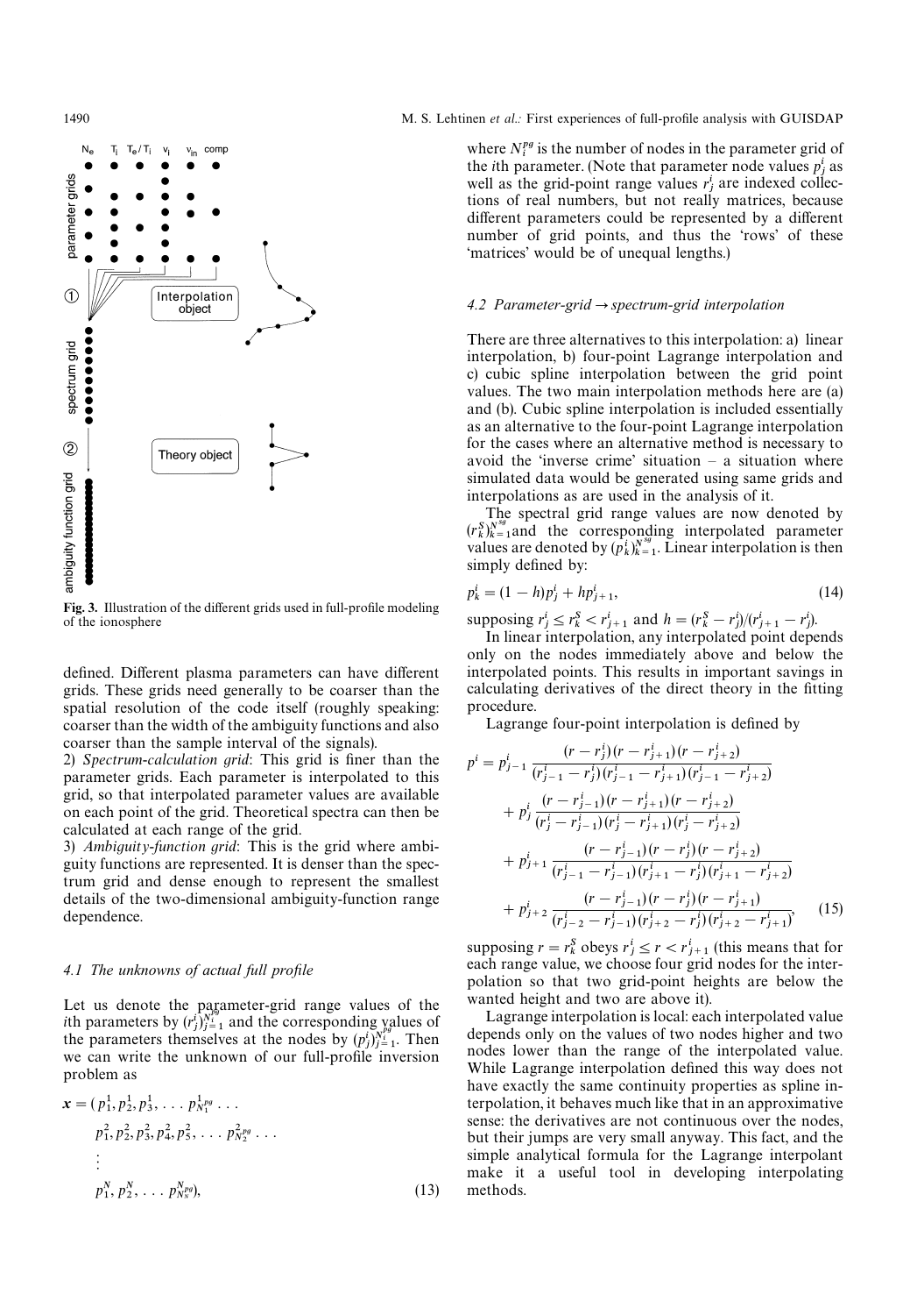Fig. 3. Illustration of the different grids used in full-profile modeling of the ionosphere

defined. Different plasma parameters can have different grids. These grids need generally to be coarser than the spatial resolution of the code itself (roughly speaking: coarser than the width of the ambiguity functions and also coarser than the sample interval of the signals).

2) *Spectrum-calculation grid*: This grid is finer than the parameter grids. Each parameter is interpolated to this grid, so that interpolated parameter values are available on each point of the grid. Theoretical spectra can then be calculated at each range of the grid.

3) *Ambiguity-function grid*: This is the grid where ambiguity functions are represented. It is denser than the spectrum grid and dense enough to represent the smallest details of the two-dimensional ambiguity-function range dependence.

### 4.1 The unknowns of actual full profile

Let us denote the parameter-grid range values of the $i$th parameters by $(r_j^i)_{j=1}^{N_i^{pg}}$ and the corresponding values of the parameters themselves at the nodes by $(p_j^i)_{j=1}^{N_i^{pg}}$. Then we can write the unknown of our full-profile inversion problem as

$$
\begin{aligned}
\boldsymbol{x} = (&p_1^1, p_2^1, p_3^1, \ldots p_{N_1^{pg}}^1 \ldots \\
&p_1^2, p_2^2, p_3^2, p_4^2, p_5^2, \ldots p_{N_2^{pg}}^2 \ldots \\
&\vdots \\
&p_1^N, p_2^N, \ldots p_{N_N^{pg}}^{N_s}),
\end{aligned} \tag{13}
$$

where $N_i^{pg}$ is the number of nodes in the parameter grid of the $i$th parameter. (Note that parameter node values $p_j^i$ as well as the grid-point range values $r_j^i$ are indexed collections of real numbers, but not really matrices, because different parameters could be represented by a different number of grid points, and thus the 'rows' of these 'matrices' would be of unequal lengths.)

### 4.2 Parameter-grid → spectrum-grid interpolation

There are three alternatives to this interpolation: a) linear interpolation, b) four-point Lagrange interpolation and c) cubic spline interpolation between the grid point values. The two main interpolation methods here are (a) and (b). Cubic spline interpolation is included essentially as an alternative to the four-point Lagrange interpolation for the cases where an alternative method is necessary to avoid the 'inverse crime' situation – a situation where simulated data would be generated using same grids and interpolations as are used in the analysis of it.

The spectral grid range values are now denoted by $(r_k^S)_{k=1}^{N^{sg}}$ and the corresponding interpolated parameter values are denoted by $(p_k^i)_{k=1}^{N^{sg}}$. Linear interpolation is then simply defined by:

$$
p_k^i = (1-h)p_j^i + hp_{j+1}^i, \tag{14}
$$

supposing $r_j^i \leq r_k^S < r_{j+1}^i$ and $h = (r_k^S - r_j^i)/(r_{j+1}^i - r_j^i)$.

In linear interpolation, any interpolated point depends only on the nodes immediately above and below the interpolated points. This results in important savings in calculating derivatives of the direct theory in the fitting procedure.

Lagrange four-point interpolation is defined by

$$
\begin{aligned}
p^i = \; & p_{j-1}^i \frac{(r-r_j^i)(r-r_{j+1}^i)(r-r_{j+2}^i)}{(r_{j-1}^i - r_j^i)(r_{j-1}^i - r_{j+1}^i)(r_{j-1}^i - r_{j+2}^i)} \\
&+ p_j^i \frac{(r-r_{j-1}^i)(r-r_{j+1}^i)(r-r_{j+2}^i)}{(r_j^i - r_{j-1}^i)(r_j^i - r_{j+1}^i)(r_j^i - r_{j+2}^i)} \\
&+ p_{j+1}^i \frac{(r-r_{j-1}^i)(r-r_j^i)(r-r_{j+2}^i)}{(r_{j-1}^i - r_{j-1}^i)(r_{j+1}^i - r_j^i)(r_{j+1}^i - r_{j+2}^i)} \\
&+ p_{j+2}^i \frac{(r-r_{j-1}^i)(r-r_j^i)(r-r_{j+1}^i)}{(r_{j-2}^i - r_{j-1}^i)(r_{j+2}^i - r_j^i)(r_{j+2}^i - r_{j+1}^i)},
\end{aligned} \tag{15}
$$

supposing $r = r_k^S$ obeys $r_j^i \leq r < r_{j+1}^i$ (this means that for each range value, we choose four grid nodes for the interpolation so that two grid-point heights are below the wanted height and two are above it).

Lagrange interpolation is local: each interpolated value depends only on the values of two nodes higher and two nodes lower than the range of the interpolated value. While Lagrange interpolation defined this way does not have exactly the same continuity properties as spline interpolation, it behaves much like that in an approximative sense: the derivatives are not continuous over the nodes, but their jumps are very small anyway. This fact, and the simple analytical formula for the Lagrange interpolant make it a useful tool in developing interpolating methods.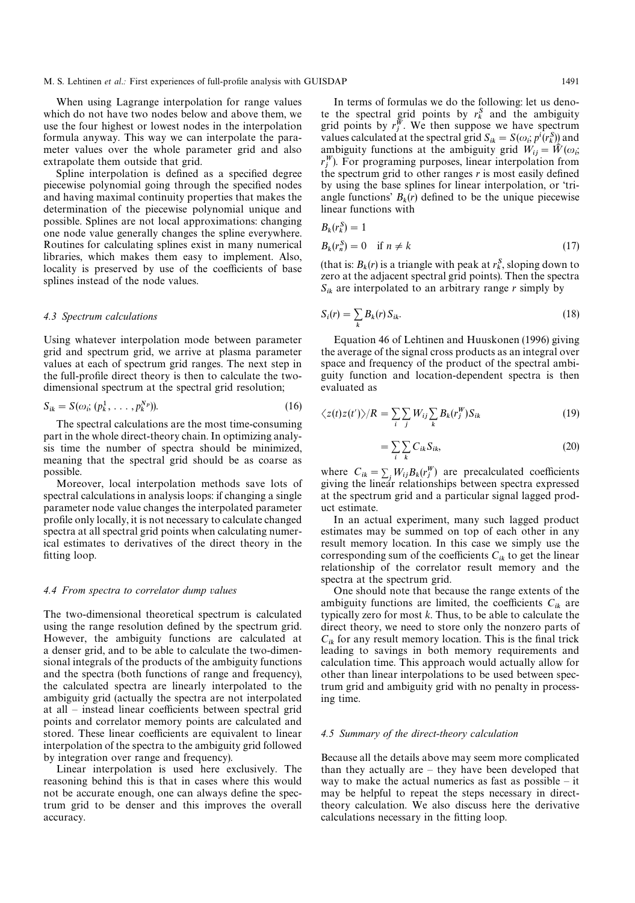When using Lagrange interpolation for range values which do not have two nodes below and above them, we use the four highest or lowest nodes in the interpolation formula anyway. This way we can interpolate the parameter values over the whole parameter grid and also extrapolate them outside that grid.

Spline interpolation is defined as a specified degree piecewise polynomial going through the specified nodes and having maximal continuity properties that makes the determination of the piecewise polynomial unique and possible. Splines are not local approximations: changing one node value generally changes the spline everywhere. Routines for calculating splines exist in many numerical libraries, which makes them easy to implement. Also, locality is preserved by use of the coefficients of base splines instead of the node values.

### 4.3 Spectrum calculations

Using whatever interpolation mode between parameter grid and spectrum grid, we arrive at plasma parameter values at each of spectrum grid ranges. The next step in the full-profile direct theory is then to calculate the two-dimensional spectrum at the spectral grid resolution;

$$S_{ik} = S(\omega_i; (p_k^1, \ldots, p_k^{N_p})). \tag{16}$$

The spectral calculations are the most time-consuming part in the whole direct-theory chain. In optimizing analysis time the number of spectra should be minimized, meaning that the spectral grid should be as coarse as possible.

Moreover, local interpolation methods save lots of spectral calculations in analysis loops: if changing a single parameter node value changes the interpolated parameter profile only locally, it is not necessary to calculate changed spectra at all spectral grid points when calculating numerical estimates to derivatives of the direct theory in the fitting loop.

### 4.4 From spectra to correlator dump values

The two-dimensional theoretical spectrum is calculated using the range resolution defined by the spectrum grid. However, the ambiguity functions are calculated at a denser grid, and to be able to calculate the two-dimensional integrals of the products of the ambiguity functions and the spectra (both functions of range and frequency), the calculated spectra are linearly interpolated to the ambiguity grid (actually the spectra are not interpolated at all – instead linear coefficients between spectral grid points and correlator memory points are calculated and stored. These linear coefficients are equivalent to linear interpolation of the spectra to the ambiguity grid followed by integration over range and frequency).

Linear interpolation is used here exclusively. The reasoning behind this is that in cases where this would not be accurate enough, one can always define the spectrum grid to be denser and this improves the overall accuracy.

In terms of formulas we do the following: let us denote the spectral grid points by $r_k^S$ and the ambiguity grid points by $r_j^W$. We then suppose we have spectrum values calculated at the spectral grid $S_{ik} = S(\omega_i; p^i(r_k^S))$ and ambiguity functions at the ambiguity grid $W_{ij} = \hat{W}(\omega_i; r_j^W)$. For programing purposes, linear interpolation from the spectrum grid to other ranges $r$ is most easily defined by using the base splines for linear interpolation, or 'triangle functions' $B_k(r)$ defined to be the unique piecewise linear functions with

$$\begin{aligned} B_k(r_k^S) &= 1 \\ B_k(r_n^S) &= 0 \quad \text{if } n \neq k \end{aligned} \tag{17}$$

(that is: $B_k(r)$ is a triangle with peak at $r_k^S$, sloping down to zero at the adjacent spectral grid points). Then the spectra $S_{ik}$ are interpolated to an arbitrary range $r$ simply by

$$S_i(r) = \sum_k B_k(r) S_{ik}. \tag{18}$$

Equation 46 of Lehtinen and Huuskonen (1996) giving the average of the signal cross products as an integral over space and frequency of the product of the spectral ambiguity function and location-dependent spectra is then evaluated as

$$\langle z(t)z(t')\rangle / R = \sum_i \sum_j W_{ij} \sum_k B_k(r_j^W) S_{ik} \tag{19}$$

$$= \sum_i \sum_k C_{ik} S_{ik}, \tag{20}$$

where $C_{ik} = \sum_j W_{ij} B_k(r_j^W)$ are precalculated coefficients giving the linear relationships between spectra expressed at the spectrum grid and a particular signal lagged product estimate.

In an actual experiment, many such lagged product estimates may be summed on top of each other in any result memory location. In this case we simply use the corresponding sum of the coefficients $C_{ik}$ to get the linear relationship of the correlator result memory and the spectra at the spectrum grid.

One should note that because the range extents of the ambiguity functions are limited, the coefficients $C_{ik}$ are typically zero for most $k$. Thus, to be able to calculate the direct theory, we need to store only the nonzero parts of $C_{ik}$ for any result memory location. This is the final trick leading to savings in both memory requirements and calculation time. This approach would actually allow for other than linear interpolations to be used between spectrum grid and ambiguity grid with no penalty in processing time.

### 4.5 Summary of the direct-theory calculation

Because all the details above may seem more complicated than they actually are – they have been developed that way to make the actual numerics as fast as possible – it may be helpful to repeat the steps necessary in direct-theory calculation. We also discuss here the derivative calculations necessary in the fitting loop.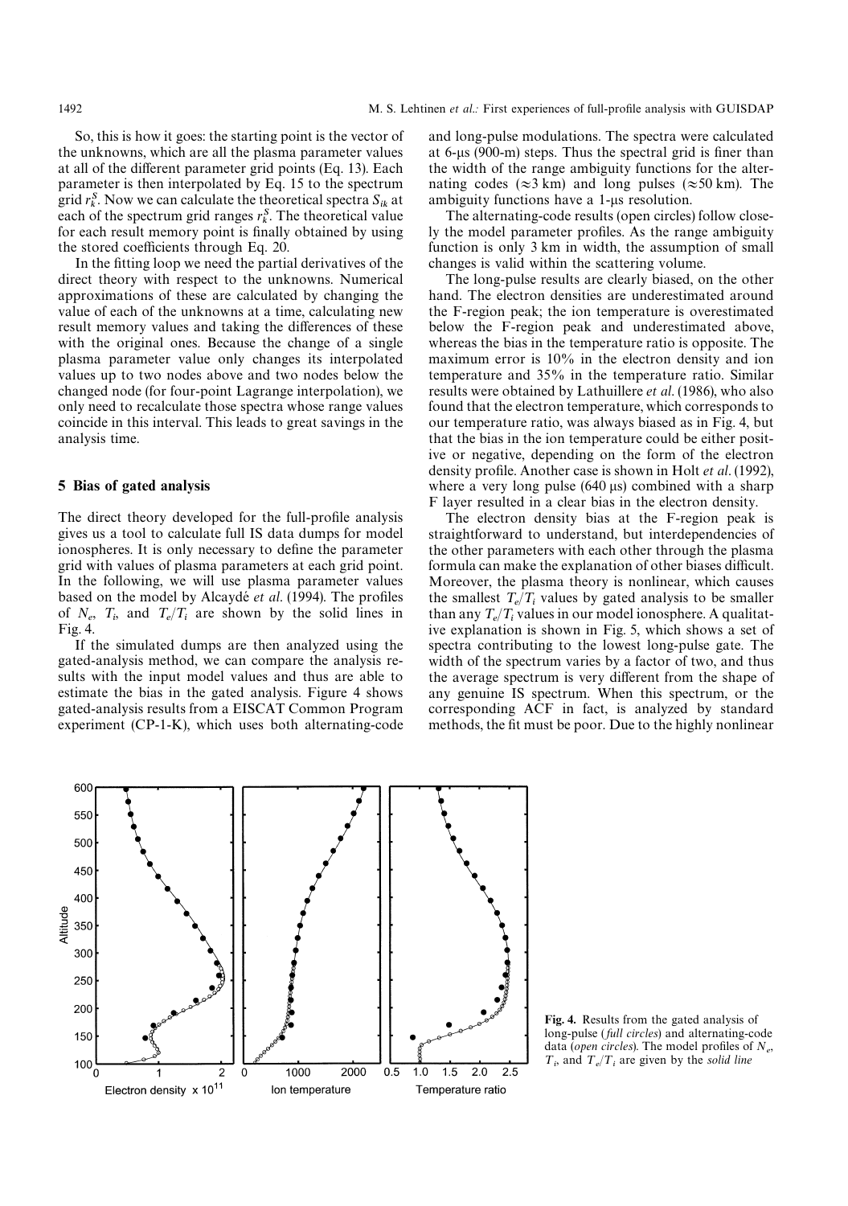So, this is how it goes: the starting point is the vector of the unknowns, which are all the plasma parameter values at all of the different parameter grid points (Eq. 13). Each parameter is then interpolated by Eq. 15 to the spectrum grid $r_k^S$. Now we can calculate the theoretical spectra $S_{ik}$ at each of the spectrum grid ranges $r_k^S$. The theoretical value for each result memory point is finally obtained by using the stored coefficients through Eq. 20.

In the fitting loop we need the partial derivatives of the direct theory with respect to the unknowns. Numerical approximations of these are calculated by changing the value of each of the unknowns at a time, calculating new result memory values and taking the differences of these with the original ones. Because the change of a single plasma parameter value only changes its interpolated values up to two nodes above and two nodes below the changed node (for four-point Lagrange interpolation), we only need to recalculate those spectra whose range values coincide in this interval. This leads to great savings in the analysis time.

## 5 Bias of gated analysis

The direct theory developed for the full-profile analysis gives us a tool to calculate full IS data dumps for model ionospheres. It is only necessary to define the parameter grid with values of plasma parameters at each grid point. In the following, we will use plasma parameter values based on the model by Alcaydé *et al*. (1994). The profiles of $N_e$, $T_i$, and $T_e/T_i$ are shown by the solid lines in Fig. 4.

If the simulated dumps are then analyzed using the gated-analysis method, we can compare the analysis results with the input model values and thus are able to estimate the bias in the gated analysis. Figure 4 shows gated-analysis results from a EISCAT Common Program experiment (CP-1-K), which uses both alternating-code and long-pulse modulations. The spectra were calculated at 6-μs (900-m) steps. Thus the spectral grid is finer than the width of the range ambiguity functions for the alternating codes ($\approx$3 km) and long pulses ($\approx$50 km). The ambiguity functions have a 1-μs resolution.

The alternating-code results (open circles) follow closely the model parameter profiles. As the range ambiguity function is only 3 km in width, the assumption of small changes is valid within the scattering volume.

The long-pulse results are clearly biased, on the other hand. The electron densities are underestimated around the F-region peak; the ion temperature is overestimated below the F-region peak and underestimated above, whereas the bias in the temperature ratio is opposite. The maximum error is 10% in the electron density and ion temperature and 35% in the temperature ratio. Similar results were obtained by Lathuillere *et al*. (1986), who also found that the electron temperature, which corresponds to our temperature ratio, was always biased as in Fig. 4, but that the bias in the ion temperature could be either positive or negative, depending on the form of the electron density profile. Another case is shown in Holt *et al*. (1992), where a very long pulse (640 μs) combined with a sharp F layer resulted in a clear bias in the electron density.

The electron density bias at the F-region peak is straightforward to understand, but interdependencies of the other parameters with each other through the plasma formula can make the explanation of other biases difficult. Moreover, the plasma theory is nonlinear, which causes the smallest $T_e/T_i$ values by gated analysis to be smaller than any $T_e/T_i$ values in our model ionosphere. A qualitative explanation is shown in Fig. 5, which shows a set of spectra contributing to the lowest long-pulse gate. The width of the spectrum varies by a factor of two, and thus the average spectrum is very different from the shape of any genuine IS spectrum. When this spectrum, or the corresponding ACF in fact, is analyzed by standard methods, the fit must be poor. Due to the highly nonlinear

**Fig. 4.** Results from the gated analysis of long-pulse (*full circles*) and alternating-code data (*open circles*). The model profiles of $N_e$, $T_i$, and $T_e/T_i$ are given by the *solid line*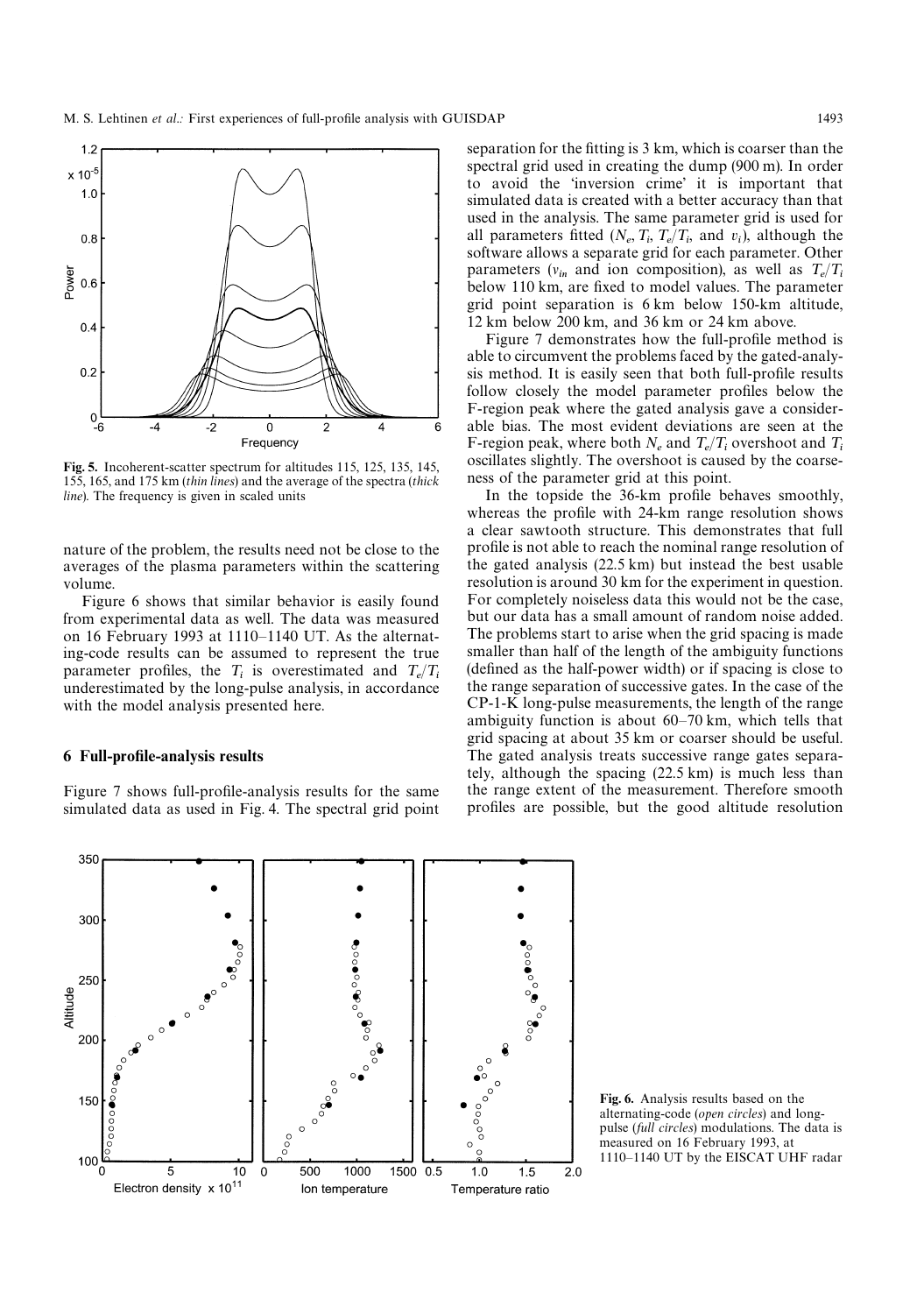**Fig. 5.** Incoherent-scatter spectrum for altitudes 115, 125, 135, 145, 155, 165, and 175 km (*thin lines*) and the average of the spectra (*thick line*). The frequency is given in scaled units

nature of the problem, the results need not be close to the averages of the plasma parameters within the scattering volume.

Figure 6 shows that similar behavior is easily found from experimental data as well. The data was measured on 16 February 1993 at 1110–1140 UT. As the alternating-code results can be assumed to represent the true parameter profiles, the $T_i$ is overestimated and $T_e/T_i$ underestimated by the long-pulse analysis, in accordance with the model analysis presented here.

## 6 Full-profile-analysis results

Figure 7 shows full-profile-analysis results for the same simulated data as used in Fig. 4. The spectral grid point separation for the fitting is 3 km, which is coarser than the spectral grid used in creating the dump (900 m). In order to avoid the 'inversion crime' it is important that simulated data is created with a better accuracy than that used in the analysis. The same parameter grid is used for all parameters fitted ($N_e$, $T_i$, $T_e/T_i$, and $v_i$), although the software allows a separate grid for each parameter. Other parameters ($v_{in}$ and ion composition), as well as $T_e/T_i$ below 110 km, are fixed to model values. The parameter grid point separation is 6 km below 150-km altitude, 12 km below 200 km, and 36 km or 24 km above.

Figure 7 demonstrates how the full-profile method is able to circumvent the problems faced by the gated-analysis method. It is easily seen that both full-profile results follow closely the model parameter profiles below the F-region peak where the gated analysis gave a considerable bias. The most evident deviations are seen at the F-region peak, where both $N_e$ and $T_e/T_i$ overshoot and $T_i$ oscillates slightly. The overshoot is caused by the coarseness of the parameter grid at this point.

In the topside the 36-km profile behaves smoothly, whereas the profile with 24-km range resolution shows a clear sawtooth structure. This demonstrates that full profile is not able to reach the nominal range resolution of the gated analysis (22.5 km) but instead the best usable resolution is around 30 km for the experiment in question. For completely noiseless data this would not be the case, but our data has a small amount of random noise added. The problems start to arise when the grid spacing is made smaller than half of the length of the ambiguity functions (defined as the half-power width) or if spacing is close to the range separation of successive gates. In the case of the CP-1-K long-pulse measurements, the length of the range ambiguity function is about 60–70 km, which tells that grid spacing at about 35 km or coarser should be useful. The gated analysis treats successive range gates separately, although the spacing (22.5 km) is much less than the range extent of the measurement. Therefore smooth profiles are possible, but the good altitude resolution

**Fig. 6.** Analysis results based on the alternating-code (*open circles*) and long-pulse (*full circles*) modulations. The data is measured on 16 February 1993, at 1110–1140 UT by the EISCAT UHF radar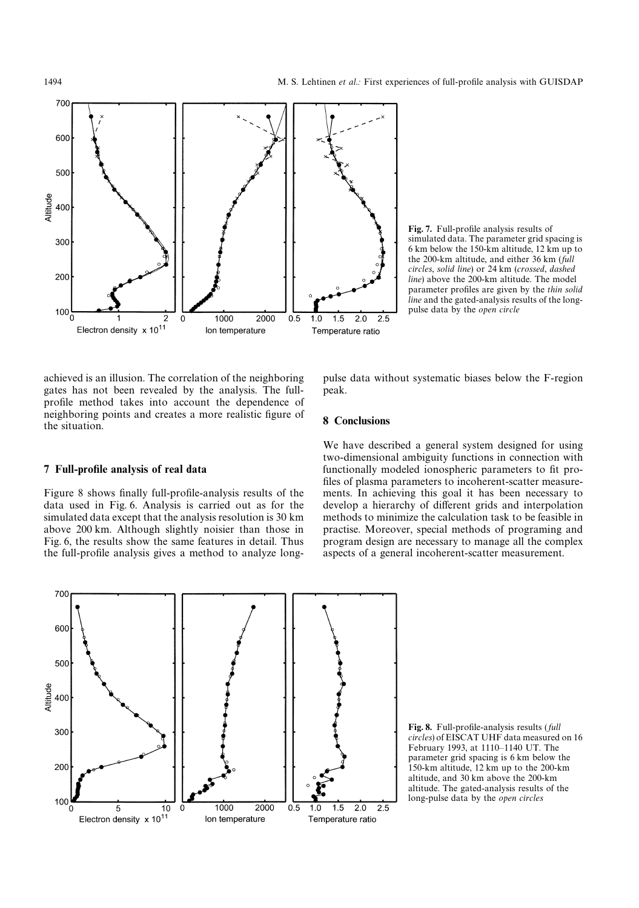**Fig. 7.** Full-profile analysis results of simulated data. The parameter grid spacing is 6 km below the 150-km altitude, 12 km up to the 200-km altitude, and either 36 km (*full circles*, *solid line*) or 24 km (*crossed*, *dashed line*) above the 200-km altitude. The model parameter profiles are given by the *thin solid line* and the gated-analysis results of the long-pulse data by the *open circle*

achieved is an illusion. The correlation of the neighboring gates has not been revealed by the analysis. The full-profile method takes into account the dependence of neighboring points and creates a more realistic figure of the situation.

## 7 Full-profile analysis of real data

Figure 8 shows finally full-profile-analysis results of the data used in Fig. 6. Analysis is carried out as for the simulated data except that the analysis resolution is 30 km above 200 km. Although slightly noisier than those in Fig. 6, the results show the same features in detail. Thus the full-profile analysis gives a method to analyze long-pulse data without systematic biases below the F-region peak.

## 8 Conclusions

We have described a general system designed for using two-dimensional ambiguity functions in connection with functionally modeled ionospheric parameters to fit profiles of plasma parameters to incoherent-scatter measurements. In achieving this goal it has been necessary to develop a hierarchy of different grids and interpolation methods to minimize the calculation task to be feasible in practise. Moreover, special methods of programing and program design are necessary to manage all the complex aspects of a general incoherent-scatter measurement.

**Fig. 8.** Full-profile-analysis results (*full circles*) of EISCAT UHF data measured on 16 February 1993, at 1110–1140 UT. The parameter grid spacing is 6 km below the 150-km altitude, 12 km up to the 200-km altitude, and 30 km above the 200-km altitude. The gated-analysis results of the long-pulse data by the *open circles*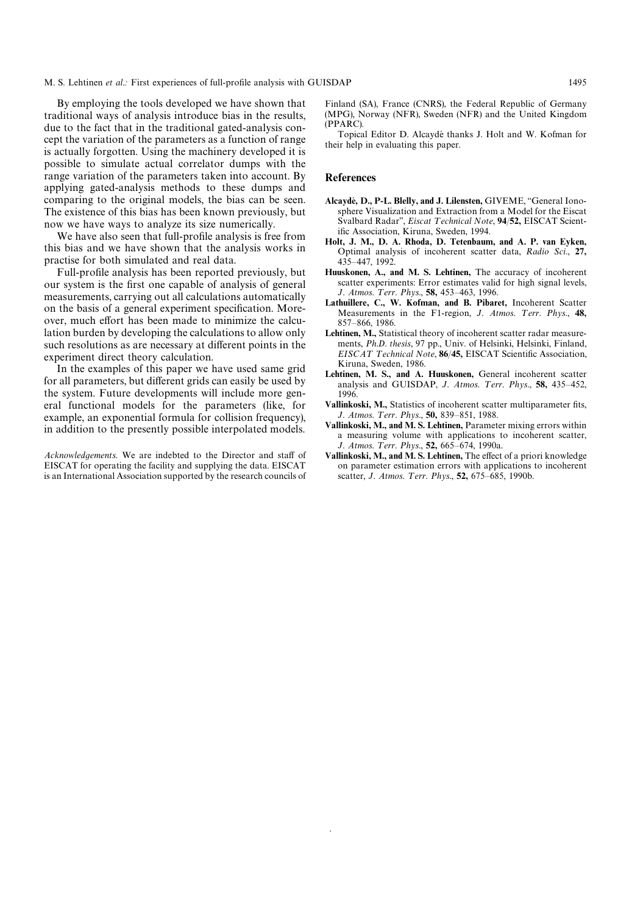By employing the tools developed we have shown that traditional ways of analysis introduce bias in the results, due to the fact that in the traditional gated-analysis concept the variation of the parameters as a function of range is actually forgotten. Using the machinery developed it is possible to simulate actual correlator dumps with the range variation of the parameters taken into account. By applying gated-analysis methods to these dumps and comparing to the original models, the bias can be seen. The existence of this bias has been known previously, but now we have ways to analyze its size numerically.

We have also seen that full-profile analysis is free from this bias and we have shown that the analysis works in practise for both simulated and real data.

Full-profile analysis has been reported previously, but our system is the first one capable of analysis of general measurements, carrying out all calculations automatically on the basis of a general experiment specification. Moreover, much effort has been made to minimize the calculation burden by developing the calculations to allow only such resolutions as are necessary at different points in the experiment direct theory calculation.

In the examples of this paper we have used same grid for all parameters, but different grids can easily be used by the system. Future developments will include more general functional models for the parameters (like, for example, an exponential formula for collision frequency), in addition to the presently possible interpolated models.

*Acknowledgements.* We are indebted to the Director and staff of EISCAT for operating the facility and supplying the data. EISCAT is an International Association supported by the research councils of Finland (SA), France (CNRS), the Federal Republic of Germany (MPG), Norway (NFR), Sweden (NFR) and the United Kingdom (PPARC).

Topical Editor D. Alcaydé thanks J. Holt and W. Kofman for their help in evaluating this paper.

## References

**Alcaydé, D., P-L. Blelly, and J. Lilensten,** GIVEME, "General Ionosphere Visualization and Extraction from a Model for the Eiscat Svalbard Radar", *Eiscat Technical Note*, **94/52,** EISCAT Scientific Association, Kiruna, Sweden, 1994.

**Holt, J. M., D. A. Rhoda, D. Tetenbaum, and A. P. van Eyken,** Optimal analysis of incoherent scatter data, *Radio Sci.*, **27,** 435–447, 1992.

**Huuskonen, A., and M. S. Lehtinen,** The accuracy of incoherent scatter experiments: Error estimates valid for high signal levels, *J. Atmos. Terr. Phys.*, **58,** 453–463, 1996.

**Lathuillere, C., W. Kofman, and B. Pibaret,** Incoherent Scatter Measurements in the F1-region, *J. Atmos. Terr. Phys.*, **48,** 857–866, 1986.

**Lehtinen, M.,** Statistical theory of incoherent scatter radar measurements, *Ph.D. thesis*, 97 pp., Univ. of Helsinki, Helsinki, Finland, *EISCAT Technical Note*, **86/45,** EISCAT Scientific Association, Kiruna, Sweden, 1986.

**Lehtinen, M. S., and A. Huuskonen,** General incoherent scatter analysis and GUISDAP, *J. Atmos. Terr. Phys.*, **58,** 435–452, 1996.

**Vallinkoski, M.,** Statistics of incoherent scatter multiparameter fits, *J. Atmos. Terr. Phys.*, **50,** 839–851, 1988.

**Vallinkoski, M., and M. S. Lehtinen,** Parameter mixing errors within a measuring volume with applications to incoherent scatter, *J. Atmos. Terr. Phys.*, **52,** 665–674, 1990a.

**Vallinkoski, M., and M. S. Lehtinen,** The effect of a priori knowledge on parameter estimation errors with applications to incoherent scatter, *J. Atmos. Terr. Phys.*, **52,** 675–685, 1990b.